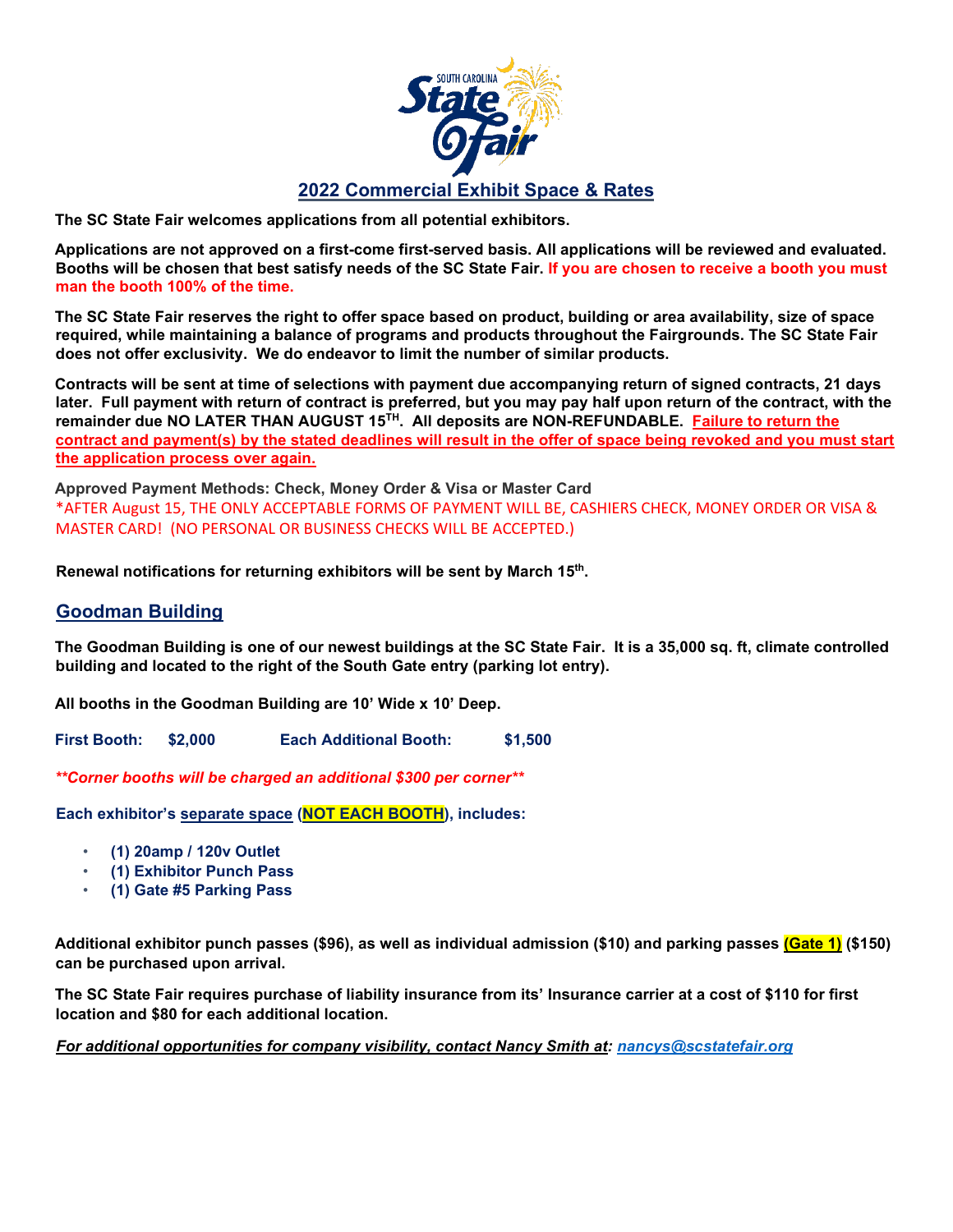# 2022 Commercial Exhibit Space & Rates

**The SC State Fair welcomes applications from all potential exhibitors.**

**Applications are not approved on a first-come first-served basis. All applications will be reviewed and evaluated. Booths will be chosen that best satisfy needs of the SC State Fair. If you are chosen to receive a booth you must man the booth 100% of the time.**

**The SC State Fair reserves the right to offer space based on product, building or area availability, size of space required, while maintaining a balance of programs and products throughout the Fairgrounds. The SC State Fair does not offer exclusivity. We do endeavor to limit the number of similar products.**

**Contracts will be sent at time of selections with payment due accompanying return of signed contracts, 21 days later. Full payment with return of contract is preferred, but you may pay half upon return of the contract, with the remainder due NO LATER THAN AUGUST 15TH. All deposits are NON-REFUNDABLE. Failure to return the contract and payment(s) by the stated deadlines will result in the offer of space being revoked and you must start the application process over again.**

**Approved Payment Methods: Check, Money Order & Visa or Master Card**

*AFTER August 15, THE ONLY ACCEPTABLE FORMS OF PAYMENT WILL BE, CASHIERS CHECK, MONEY ORDER OR VISA & MASTER CARD! (NO PERSONAL OR BUSINESS CHECKS WILL BE ACCEPTED.)

**Renewal notifications for returning exhibitors will be sent by March 15th.**

## Goodman Building

**The Goodman Building is one of our newest buildings at the SC State Fair. It is a 35,000 sq. ft, climate controlled building and located to the right of the South Gate entry (parking lot entry).**

**All booths in the Goodman Building are 10' Wide x 10' Deep.**

**First Booth: $2,000 Each Additional Booth: $1,500**

***Corner booths will be charged an additional $300 per corner***

**Each exhibitor's separate space (NOT EACH BOOTH), includes:**

- **(1) 20amp / 120v Outlet**
- **(1) Exhibitor Punch Pass**
- **(1) Gate #5 Parking Pass**

**Additional exhibitor punch passes ($96), as well as individual admission ($10) and parking passes (Gate 1) ($150) can be purchased upon arrival.**

**The SC State Fair requires purchase of liability insurance from its' Insurance carrier at a cost of $110 for first location and $80 for each additional location.**

***For additional opportunities for company visibility, contact Nancy Smith at: nancys@scstatefair.org***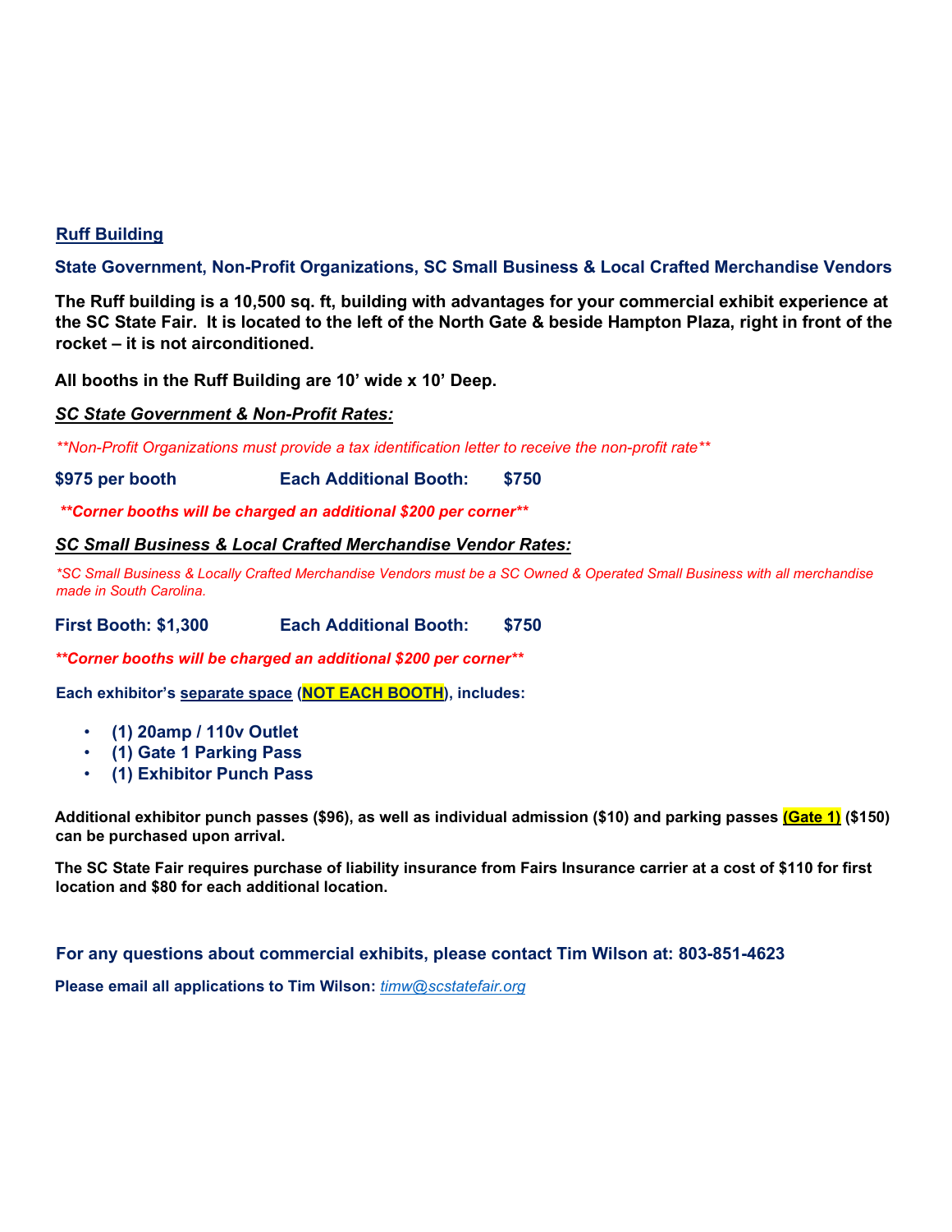## Ruff Building

**State Government, Non-Profit Organizations, SC Small Business & Local Crafted Merchandise Vendors**

**The Ruff building is a 10,500 sq. ft, building with advantages for your commercial exhibit experience at the SC State Fair. It is located to the left of the North Gate & beside Hampton Plaza, right in front of the rocket – it is not airconditioned.**

**All booths in the Ruff Building are 10' wide x 10' Deep.**

***SC State Government & Non-Profit Rates:***

*\*\*Non-Profit Organizations must provide a tax identification letter to receive the non-profit rate\*\**

**$975 per booth** **Each Additional Booth: $750**

***\*\*Corner booths will be charged an additional $200 per corner\*\****

***SC Small Business & Local Crafted Merchandise Vendor Rates:***

*\*SC Small Business & Locally Crafted Merchandise Vendors must be a SC Owned & Operated Small Business with all merchandise made in South Carolina.*

**First Booth: $1,300** **Each Additional Booth: $750**

***\*\*Corner booths will be charged an additional $200 per corner\*\****

**Each exhibitor's separate space (NOT EACH BOOTH), includes:**

- **(1) 20amp / 110v Outlet**
- **(1) Gate 1 Parking Pass**
- **(1) Exhibitor Punch Pass**

**Additional exhibitor punch passes ($96), as well as individual admission ($10) and parking passes (Gate 1) ($150) can be purchased upon arrival.**

**The SC State Fair requires purchase of liability insurance from Fairs Insurance carrier at a cost of $110 for first location and $80 for each additional location.**

**For any questions about commercial exhibits, please contact Tim Wilson at: 803-851-4623**

**Please email all applications to Tim Wilson:** *timw@scstatefair.org*